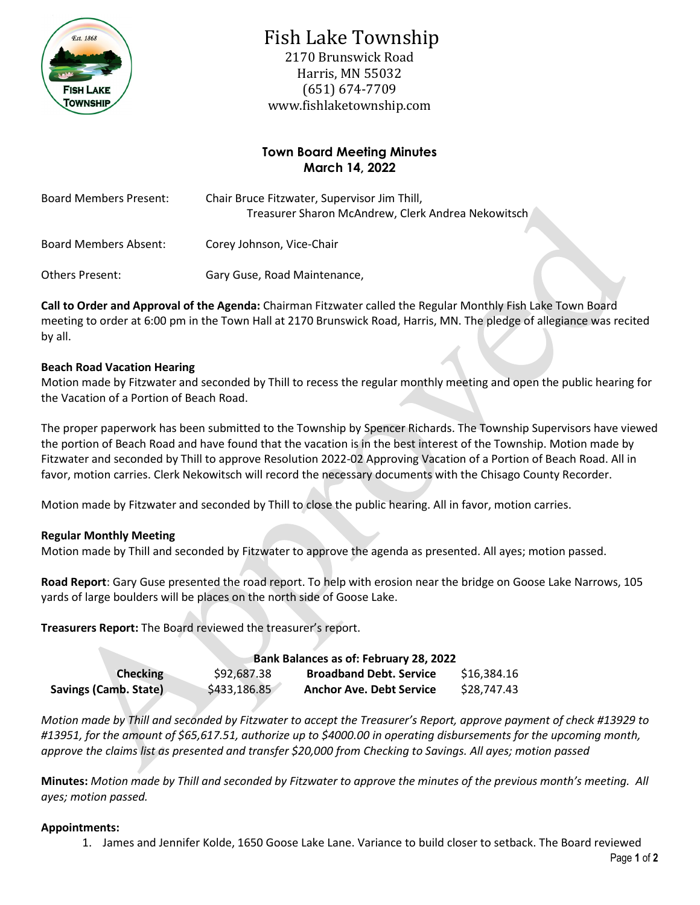# Fish Lake Township

2170 Brunswick Road
Harris, MN 55032
(651) 674-7709
www.fishlaketownship.com

## Town Board Meeting Minutes
## March 14, 2022

| | |
|---|---|
| Board Members Present: | Chair Bruce Fitzwater, Supervisor Jim Thill, Treasurer Sharon McAndrew, Clerk Andrea Nekowitsch |
| Board Members Absent: | Corey Johnson, Vice-Chair |
| Others Present: | Gary Guse, Road Maintenance, |

**Call to Order and Approval of the Agenda:** Chairman Fitzwater called the Regular Monthly Fish Lake Town Board meeting to order at 6:00 pm in the Town Hall at 2170 Brunswick Road, Harris, MN. The pledge of allegiance was recited by all.

**Beach Road Vacation Hearing**
Motion made by Fitzwater and seconded by Thill to recess the regular monthly meeting and open the public hearing for the Vacation of a Portion of Beach Road.

The proper paperwork has been submitted to the Township by Spencer Richards. The Township Supervisors have viewed the portion of Beach Road and have found that the vacation is in the best interest of the Township. Motion made by Fitzwater and seconded by Thill to approve Resolution 2022-02 Approving Vacation of a Portion of Beach Road. All in favor, motion carries. Clerk Nekowitsch will record the necessary documents with the Chisago County Recorder.

Motion made by Fitzwater and seconded by Thill to close the public hearing. All in favor, motion carries.

**Regular Monthly Meeting**
Motion made by Thill and seconded by Fitzwater to approve the agenda as presented. All ayes; motion passed.

**Road Report**: Gary Guse presented the road report. To help with erosion near the bridge on Goose Lake Narrows, 105 yards of large boulders will be places on the north side of Goose Lake.

**Treasurers Report:** The Board reviewed the treasurer's report.

| **Bank Balances as of: February 28, 2022** | | | |
|---|---|---|---|
| **Checking** | $92,687.38 | **Broadband Debt. Service** | $16,384.16 |
| **Savings (Camb. State)** | $433,186.85 | **Anchor Ave. Debt Service** | $28,747.43 |

*Motion made by Thill and seconded by Fitzwater to accept the Treasurer's Report, approve payment of check #13929 to #13951, for the amount of $65,617.51, authorize up to $4000.00 in operating disbursements for the upcoming month, approve the claims list as presented and transfer $20,000 from Checking to Savings. All ayes; motion passed*

**Minutes:** *Motion made by Thill and seconded by Fitzwater to approve the minutes of the previous month's meeting. All ayes; motion passed.*

**Appointments:**

1. James and Jennifer Kolde, 1650 Goose Lake Lane. Variance to build closer to setback. The Board reviewed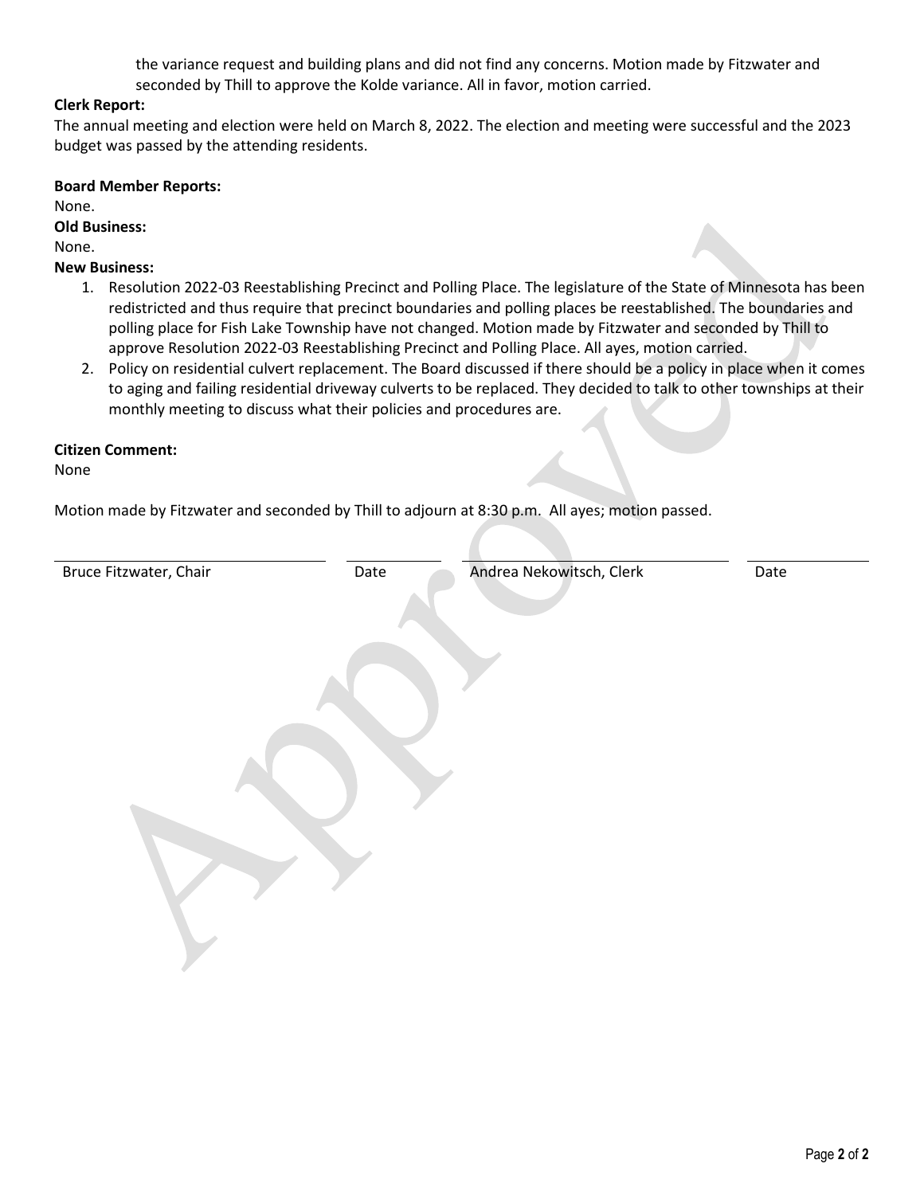the variance request and building plans and did not find any concerns. Motion made by Fitzwater and seconded by Thill to approve the Kolde variance. All in favor, motion carried.

**Clerk Report:**

The annual meeting and election were held on March 8, 2022. The election and meeting were successful and the 2023 budget was passed by the attending residents.

**Board Member Reports:**

None.

**Old Business:**

None.

**New Business:**

1. Resolution 2022-03 Reestablishing Precinct and Polling Place. The legislature of the State of Minnesota has been redistricted and thus require that precinct boundaries and polling places be reestablished. The boundaries and polling place for Fish Lake Township have not changed. Motion made by Fitzwater and seconded by Thill to approve Resolution 2022-03 Reestablishing Precinct and Polling Place. All ayes, motion carried.
2. Policy on residential culvert replacement. The Board discussed if there should be a policy in place when it comes to aging and failing residential driveway culverts to be replaced. They decided to talk to other townships at their monthly meeting to discuss what their policies and procedures are.

**Citizen Comment:**

None

Motion made by Fitzwater and seconded by Thill to adjourn at 8:30 p.m. All ayes; motion passed.

| | | | |
|---|---|---|---|
| Bruce Fitzwater, Chair | Date | Andrea Nekowitsch, Clerk | Date |

Approved